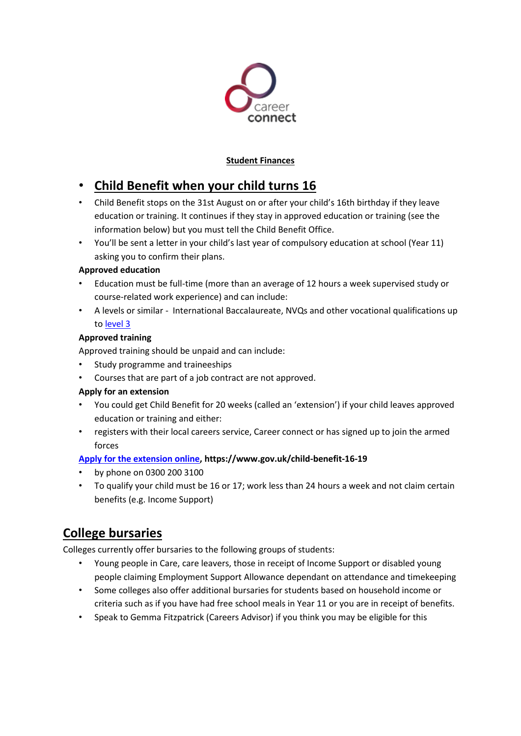career connect

**Student Finances**

## Child Benefit when your child turns 16

- Child Benefit stops on the 31st August on or after your child's 16th birthday if they leave education or training. It continues if they stay in approved education or training (see the information below) but you must tell the Child Benefit Office.
- You'll be sent a letter in your child's last year of compulsory education at school (Year 11) asking you to confirm their plans.

**Approved education**

- Education must be full-time (more than an average of 12 hours a week supervised study or course-related work experience) and can include:
- A levels or similar - International Baccalaureate, NVQs and other vocational qualifications up to [level 3](level 3)

**Approved training**

Approved training should be unpaid and can include:

- Study programme and traineeships
- Courses that are part of a job contract are not approved.

**Apply for an extension**

- You could get Child Benefit for 20 weeks (called an 'extension') if your child leaves approved education or training and either:
- registers with their local careers service, Career connect or has signed up to join the armed forces

**[Apply for the extension online](https://www.gov.uk/child-benefit-16-19), https://www.gov.uk/child-benefit-16-19**

- by phone on 0300 200 3100
- To qualify your child must be 16 or 17; work less than 24 hours a week and not claim certain benefits (e.g. Income Support)

## College bursaries

Colleges currently offer bursaries to the following groups of students:

- Young people in Care, care leavers, those in receipt of Income Support or disabled young people claiming Employment Support Allowance dependant on attendance and timekeeping
- Some colleges also offer additional bursaries for students based on household income or criteria such as if you have had free school meals in Year 11 or you are in receipt of benefits.
- Speak to Gemma Fitzpatrick (Careers Advisor) if you think you may be eligible for this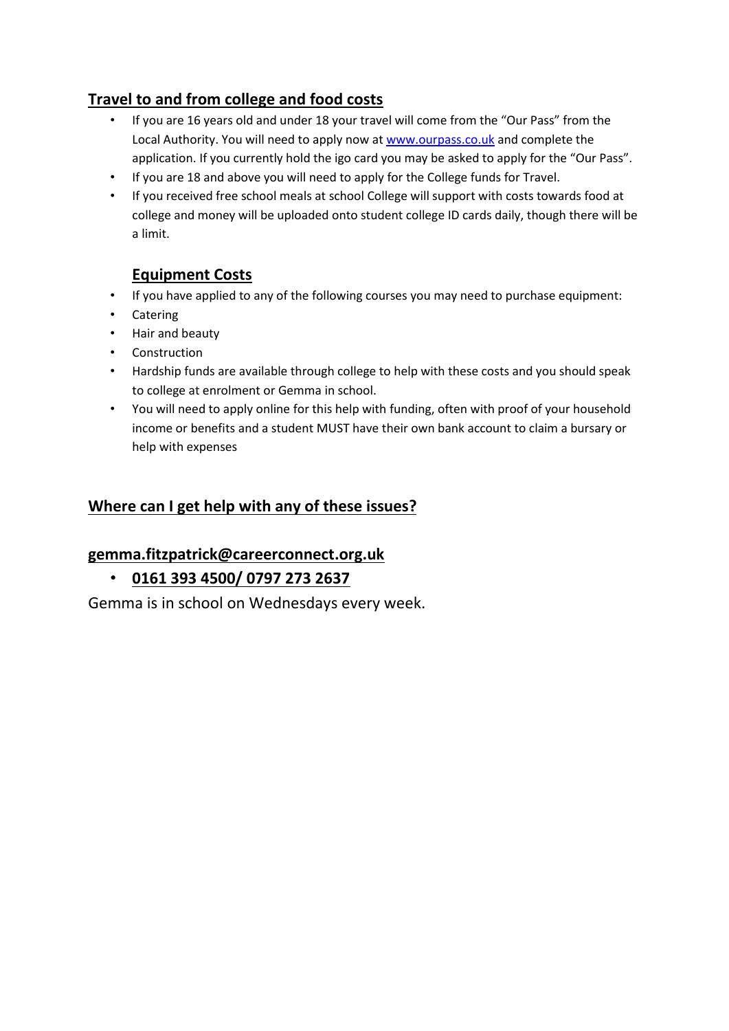## Travel to and from college and food costs

- If you are 16 years old and under 18 your travel will come from the "Our Pass" from the Local Authority. You will need to apply now at [www.ourpass.co.uk](http://www.ourpass.co.uk) and complete the application. If you currently hold the igo card you may be asked to apply for the "Our Pass".
- If you are 18 and above you will need to apply for the College funds for Travel.
- If you received free school meals at school College will support with costs towards food at college and money will be uploaded onto student college ID cards daily, though there will be a limit.

## Equipment Costs

- If you have applied to any of the following courses you may need to purchase equipment:
- Catering
- Hair and beauty
- Construction
- Hardship funds are available through college to help with these costs and you should speak to college at enrolment or Gemma in school.
- You will need to apply online for this help with funding, often with proof of your household income or benefits and a student MUST have their own bank account to claim a bursary or help with expenses

## Where can I get help with any of these issues?

### gemma.fitzpatrick@careerconnect.org.uk

- **0161 393 4500/ 0797 273 2637**

Gemma is in school on Wednesdays every week.